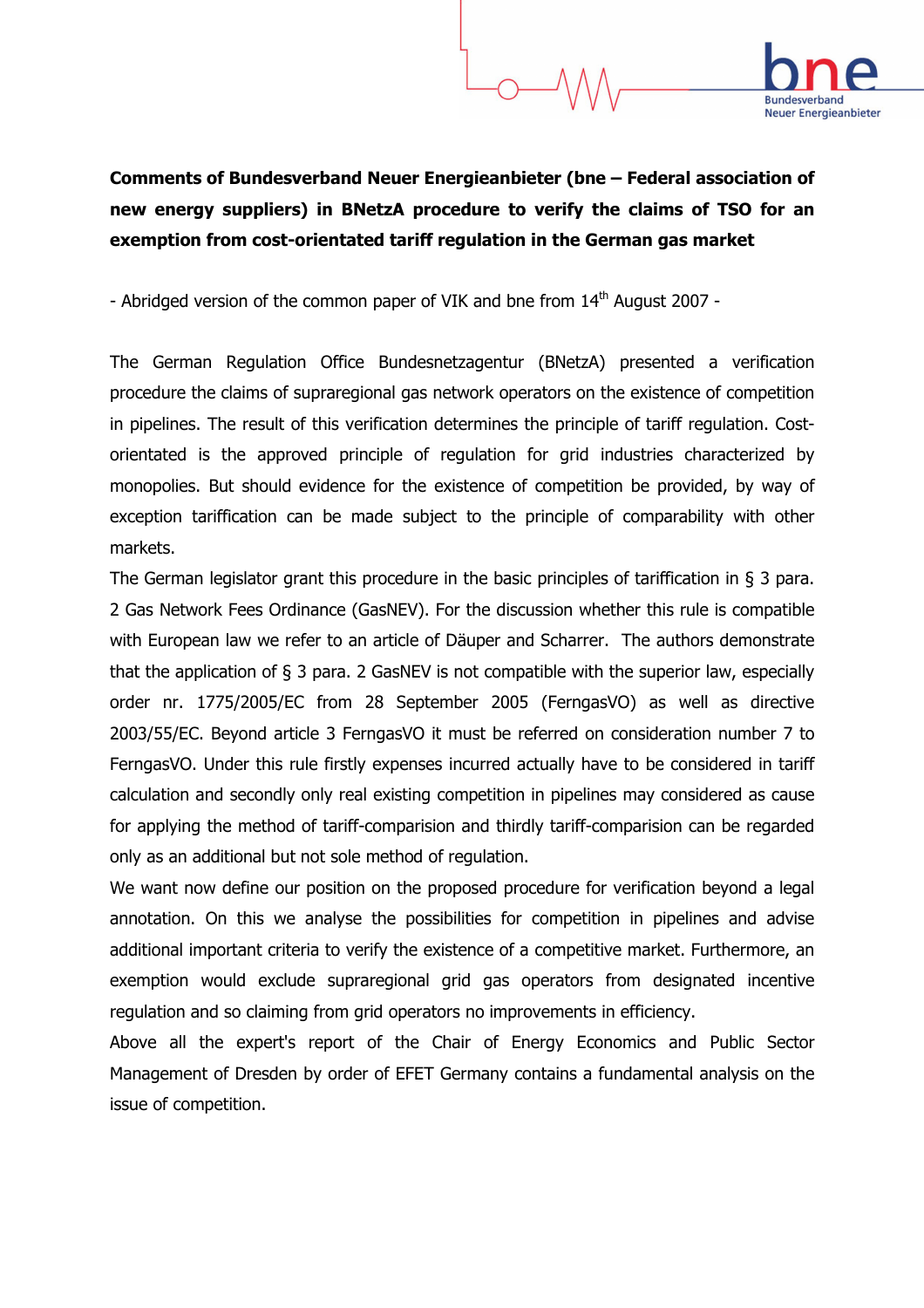**Comments of Bundesverband Neuer Energieanbieter (bne – Federal association of new energy suppliers) in BNetzA procedure to verify the claims of TSO for an exemption from cost-orientated tariff regulation in the German gas market**

- Abridged version of the common paper of VIK and bne from 14th August 2007 -

The German Regulation Office Bundesnetzagentur (BNetzA) presented a verification procedure the claims of supraregional gas network operators on the existence of competition in pipelines. The result of this verification determines the principle of tariff regulation. Cost-orientated is the approved principle of regulation for grid industries characterized by monopolies. But should evidence for the existence of competition be provided, by way of exception tariffication can be made subject to the principle of comparability with other markets.

The German legislator grant this procedure in the basic principles of tariffication in § 3 para. 2 Gas Network Fees Ordinance (GasNEV). For the discussion whether this rule is compatible with European law we refer to an article of Däuper and Scharrer. The authors demonstrate that the application of § 3 para. 2 GasNEV is not compatible with the superior law, especially order nr. 1775/2005/EC from 28 September 2005 (FerngasVO) as well as directive 2003/55/EC. Beyond article 3 FerngasVO it must be referred on consideration number 7 to FerngasVO. Under this rule firstly expenses incurred actually have to be considered in tariff calculation and secondly only real existing competition in pipelines may considered as cause for applying the method of tariff-comparision and thirdly tariff-comparision can be regarded only as an additional but not sole method of regulation.

We want now define our position on the proposed procedure for verification beyond a legal annotation. On this we analyse the possibilities for competition in pipelines and advise additional important criteria to verify the existence of a competitive market. Furthermore, an exemption would exclude supraregional grid gas operators from designated incentive regulation and so claiming from grid operators no improvements in efficiency.

Above all the expert's report of the Chair of Energy Economics and Public Sector Management of Dresden by order of EFET Germany contains a fundamental analysis on the issue of competition.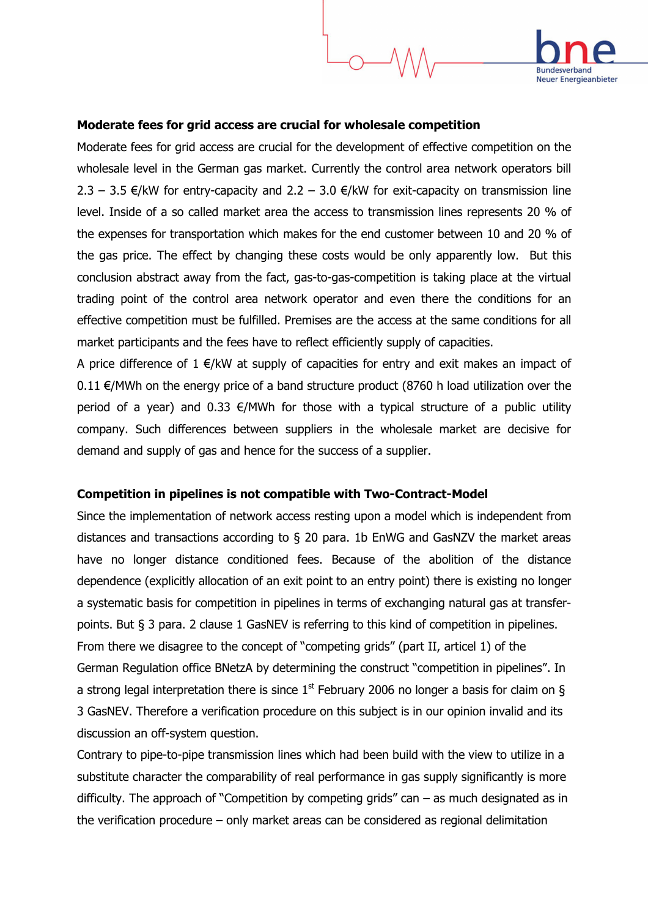**Moderate fees for grid access are crucial for wholesale competition**

Moderate fees for grid access are crucial for the development of effective competition on the wholesale level in the German gas market. Currently the control area network operators bill 2.3 – 3.5 €/kW for entry-capacity and 2.2 – 3.0 €/kW for exit-capacity on transmission line level. Inside of a so called market area the access to transmission lines represents 20 % of the expenses for transportation which makes for the end customer between 10 and 20 % of the gas price. The effect by changing these costs would be only apparently low. But this conclusion abstract away from the fact, gas-to-gas-competition is taking place at the virtual trading point of the control area network operator and even there the conditions for an effective competition must be fulfilled. Premises are the access at the same conditions for all market participants and the fees have to reflect efficiently supply of capacities.

A price difference of 1 €/kW at supply of capacities for entry and exit makes an impact of 0.11 €/MWh on the energy price of a band structure product (8760 h load utilization over the period of a year) and 0.33 €/MWh for those with a typical structure of a public utility company. Such differences between suppliers in the wholesale market are decisive for demand and supply of gas and hence for the success of a supplier.

**Competition in pipelines is not compatible with Two-Contract-Model**

Since the implementation of network access resting upon a model which is independent from distances and transactions according to § 20 para. 1b EnWG and GasNZV the market areas have no longer distance conditioned fees. Because of the abolition of the distance dependence (explicitly allocation of an exit point to an entry point) there is existing no longer a systematic basis for competition in pipelines in terms of exchanging natural gas at transfer-points. But § 3 para. 2 clause 1 GasNEV is referring to this kind of competition in pipelines. From there we disagree to the concept of "competing grids" (part II, articel 1) of the German Regulation office BNetzA by determining the construct "competition in pipelines". In a strong legal interpretation there is since 1st February 2006 no longer a basis for claim on § 3 GasNEV. Therefore a verification procedure on this subject is in our opinion invalid and its discussion an off-system question.

Contrary to pipe-to-pipe transmission lines which had been build with the view to utilize in a substitute character the comparability of real performance in gas supply significantly is more difficulty. The approach of "Competition by competing grids" can – as much designated as in the verification procedure – only market areas can be considered as regional delimitation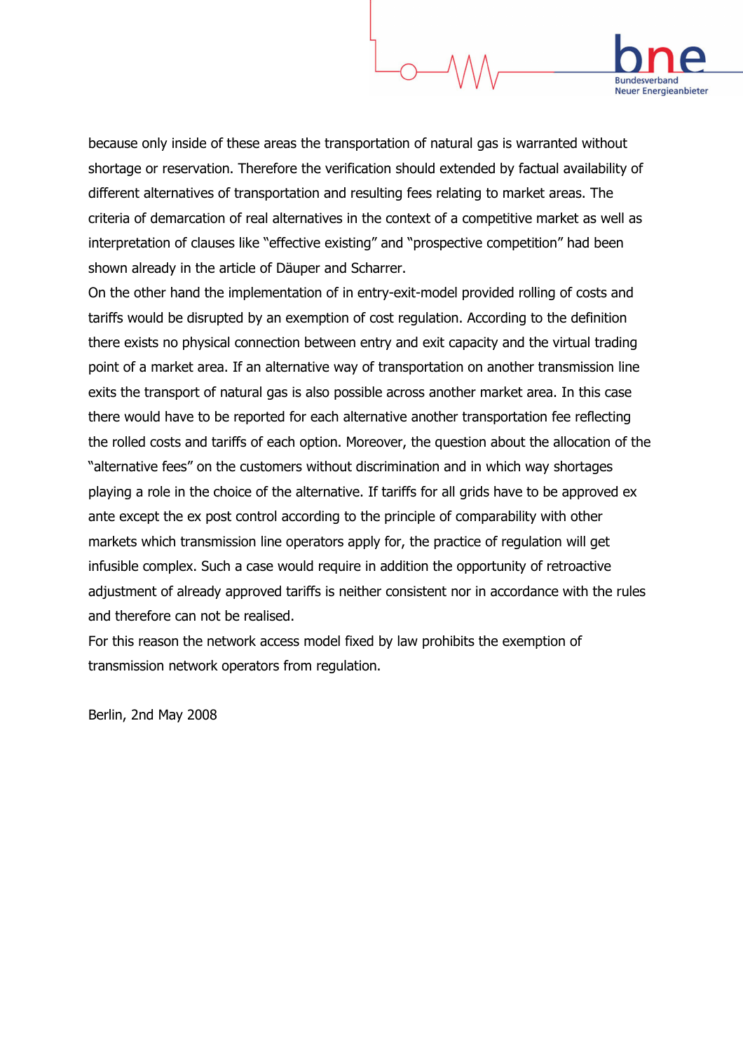because only inside of these areas the transportation of natural gas is warranted without shortage or reservation. Therefore the verification should extended by factual availability of different alternatives of transportation and resulting fees relating to market areas. The criteria of demarcation of real alternatives in the context of a competitive market as well as interpretation of clauses like "effective existing" and "prospective competition" had been shown already in the article of Däuper and Scharrer.

On the other hand the implementation of in entry-exit-model provided rolling of costs and tariffs would be disrupted by an exemption of cost regulation. According to the definition there exists no physical connection between entry and exit capacity and the virtual trading point of a market area. If an alternative way of transportation on another transmission line exits the transport of natural gas is also possible across another market area. In this case there would have to be reported for each alternative another transportation fee reflecting the rolled costs and tariffs of each option. Moreover, the question about the allocation of the "alternative fees" on the customers without discrimination and in which way shortages playing a role in the choice of the alternative. If tariffs for all grids have to be approved ex ante except the ex post control according to the principle of comparability with other markets which transmission line operators apply for, the practice of regulation will get infusible complex. Such a case would require in addition the opportunity of retroactive adjustment of already approved tariffs is neither consistent nor in accordance with the rules and therefore can not be realised.

For this reason the network access model fixed by law prohibits the exemption of transmission network operators from regulation.

Berlin, 2nd May 2008